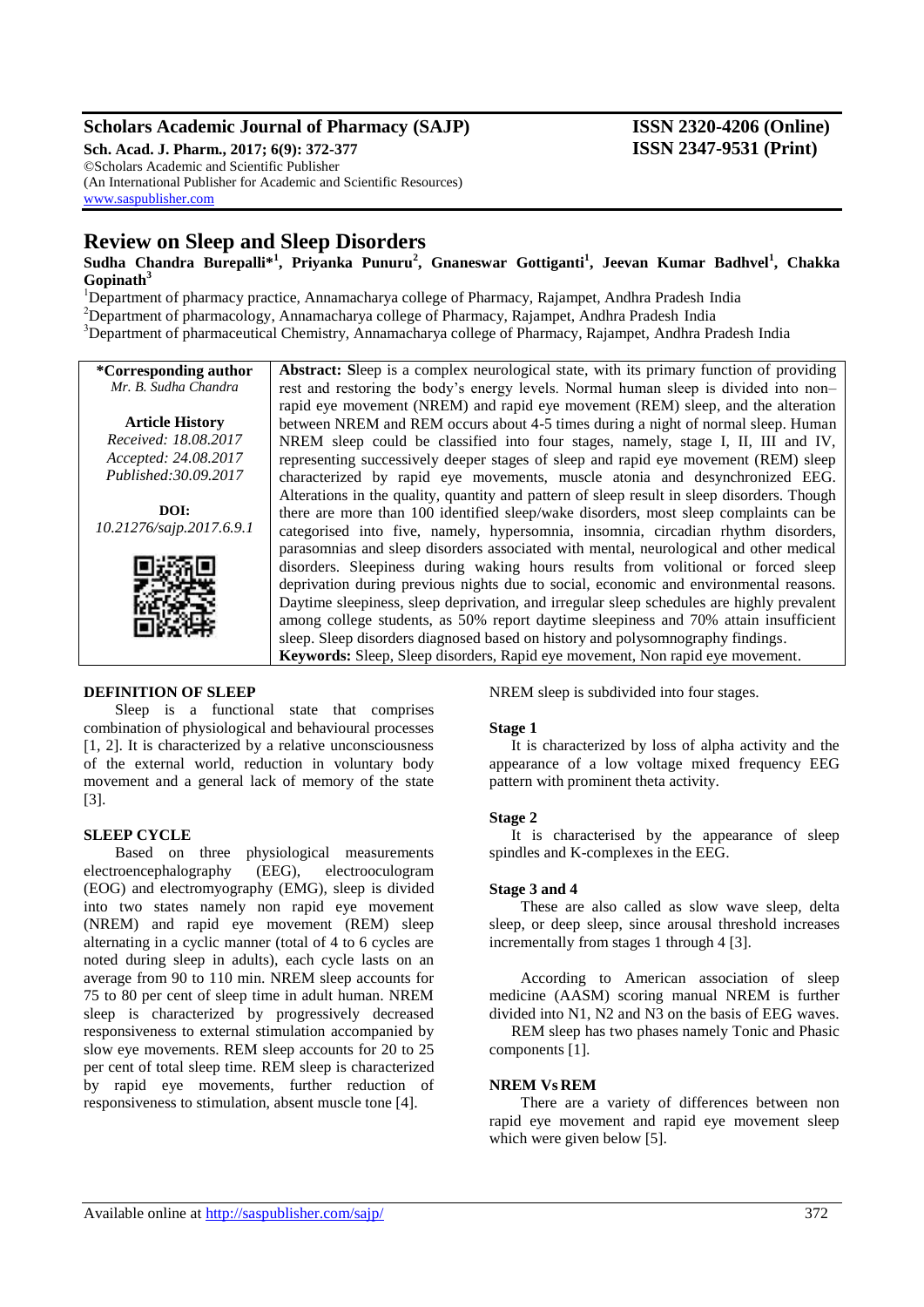# Scholars Academic Journal of Pharmacy (SAJP)

**ISSN 2320-4206 (Online)**
**ISSN 2347-9531 (Print)**

**Sch. Acad. J. Pharm., 2017; 6(9): 372-377**
©Scholars Academic and Scientific Publisher
(An International Publisher for Academic and Scientific Resources)
www.saspublisher.com

## Review on Sleep and Sleep Disorders

**Sudha Chandra Burepalli*[1], Priyanka Punuru[2], Gnaneswar Gottiganti[1], Jeevan Kumar Badhvel[1], Chakka Gopinath[3]**

[1]Department of pharmacy practice, Annamacharya college of Pharmacy, Rajampet, Andhra Pradesh India
[2]Department of pharmacology, Annamacharya college of Pharmacy, Rajampet, Andhra Pradesh India
[3]Department of pharmaceutical Chemistry, Annamacharya college of Pharmacy, Rajampet, Andhra Pradesh India

**\*Corresponding author**
*Mr. B. Sudha Chandra*

**Article History**
*Received: 18.08.2017*
*Accepted: 24.08.2017*
*Published:30.09.2017*

**DOI:**
*10.21276/sajp.2017.6.9.1*

**Abstract:** Sleep is a complex neurological state, with its primary function of providing rest and restoring the body's energy levels. Normal human sleep is divided into non–rapid eye movement (NREM) and rapid eye movement (REM) sleep, and the alteration between NREM and REM occurs about 4-5 times during a night of normal sleep. Human NREM sleep could be classified into four stages, namely, stage I, II, III and IV, representing successively deeper stages of sleep and rapid eye movement (REM) sleep characterized by rapid eye movements, muscle atonia and desynchronized EEG. Alterations in the quality, quantity and pattern of sleep result in sleep disorders. Though there are more than 100 identified sleep/wake disorders, most sleep complaints can be categorised into five, namely, hypersomnia, insomnia, circadian rhythm disorders, parasomnias and sleep disorders associated with mental, neurological and other medical disorders. Sleepiness during waking hours results from volitional or forced sleep deprivation during previous nights due to social, economic and environmental reasons. Daytime sleepiness, sleep deprivation, and irregular sleep schedules are highly prevalent among college students, as 50% report daytime sleepiness and 70% attain insufficient sleep. Sleep disorders diagnosed based on history and polysomnography findings.

**Keywords:** Sleep, Sleep disorders, Rapid eye movement, Non rapid eye movement.

### DEFINITION OF SLEEP

Sleep is a functional state that comprises combination of physiological and behavioural processes [1, 2]. It is characterized by a relative unconsciousness of the external world, reduction in voluntary body movement and a general lack of memory of the state [3].

### SLEEP CYCLE

Based on three physiological measurements electroencephalography (EEG), electrooculogram (EOG) and electromyography (EMG), sleep is divided into two states namely non rapid eye movement (NREM) and rapid eye movement (REM) sleep alternating in a cyclic manner (total of 4 to 6 cycles are noted during sleep in adults), each cycle lasts on an average from 90 to 110 min. NREM sleep accounts for 75 to 80 per cent of sleep time in adult human. NREM sleep is characterized by progressively decreased responsiveness to external stimulation accompanied by slow eye movements. REM sleep accounts for 20 to 25 per cent of total sleep time. REM sleep is characterized by rapid eye movements, further reduction of responsiveness to stimulation, absent muscle tone [4].

NREM sleep is subdivided into four stages.

#### Stage 1

It is characterized by loss of alpha activity and the appearance of a low voltage mixed frequency EEG pattern with prominent theta activity.

#### Stage 2

It is characterised by the appearance of sleep spindles and K-complexes in the EEG.

#### Stage 3 and 4

These are also called as slow wave sleep, delta sleep, or deep sleep, since arousal threshold increases incrementally from stages 1 through 4 [3].

According to American association of sleep medicine (AASM) scoring manual NREM is further divided into N1, N2 and N3 on the basis of EEG waves.

REM sleep has two phases namely Tonic and Phasic components [1].

### NREM Vs REM

There are a variety of differences between non rapid eye movement and rapid eye movement sleep which were given below [5].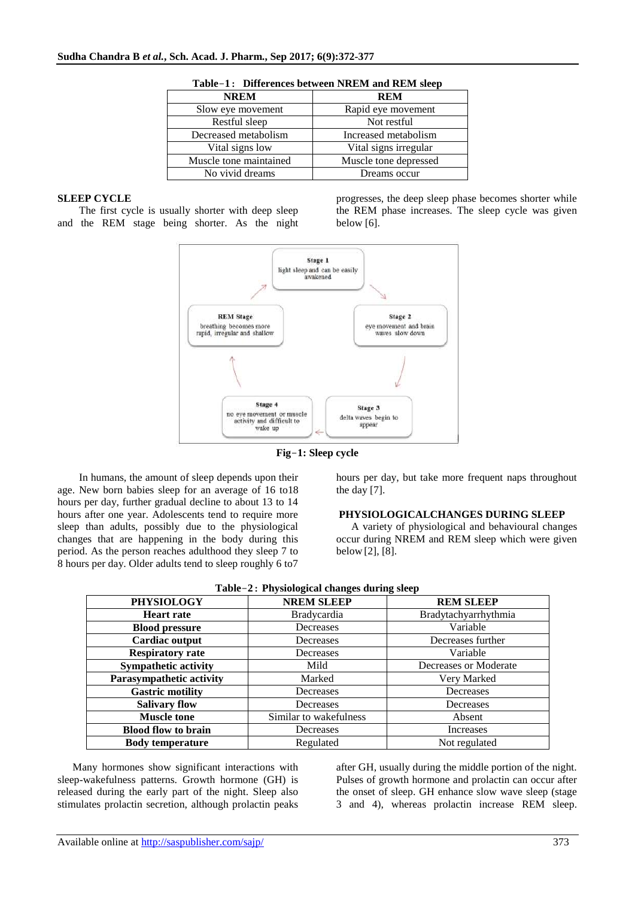**Table-1: Differences between NREM and REM sleep**

| NREM | REM |
|---|---|
| Slow eye movement | Rapid eye movement |
| Restful sleep | Not restful |
| Decreased metabolism | Increased metabolism |
| Vital signs low | Vital signs irregular |
| Muscle tone maintained | Muscle tone depressed |
| No vivid dreams | Dreams occur |

## SLEEP CYCLE

The first cycle is usually shorter with deep sleep and the REM stage being shorter. As the night progresses, the deep sleep phase becomes shorter while the REM phase increases. The sleep cycle was given below [6].

Stage 1: light sleep and can be easily awakened

Stage 2: eye movement and brain waves slow down

Stage 3: delta waves begin to appear

Stage 4: no eye movement or muscle activity and difficult to wake up

REM Stage: breathing becomes more rapid, irregular and shallow

**Fig-1: Sleep cycle**

In humans, the amount of sleep depends upon their age. New born babies sleep for an average of 16 to18 hours per day, further gradual decline to about 13 to 14 hours after one year. Adolescents tend to require more sleep than adults, possibly due to the physiological changes that are happening in the body during this period. As the person reaches adulthood they sleep 7 to 8 hours per day. Older adults tend to sleep roughly 6 to7 hours per day, but take more frequent naps throughout the day [7].

## PHYSIOLOGICALCHANGES DURING SLEEP

A variety of physiological and behavioural changes occur during NREM and REM sleep which were given below [2], [8].

**Table-2: Physiological changes during sleep**

| PHYSIOLOGY | NREM SLEEP | REM SLEEP |
|---|---|---|
| **Heart rate** | Bradycardia | Bradytachyarrhythmia |
| **Blood pressure** | Decreases | Variable |
| **Cardiac output** | Decreases | Decreases further |
| **Respiratory rate** | Decreases | Variable |
| **Sympathetic activity** | Mild | Decreases or Moderate |
| **Parasympathetic activity** | Marked | Very Marked |
| **Gastric motility** | Decreases | Decreases |
| **Salivary flow** | Decreases | Decreases |
| **Muscle tone** | Similar to wakefulness | Absent |
| **Blood flow to brain** | Decreases | Increases |
| **Body temperature** | Regulated | Not regulated |

Many hormones show significant interactions with sleep-wakefulness patterns. Growth hormone (GH) is released during the early part of the night. Sleep also stimulates prolactin secretion, although prolactin peaks after GH, usually during the middle portion of the night. Pulses of growth hormone and prolactin can occur after the onset of sleep. GH enhance slow wave sleep (stage 3 and 4), whereas prolactin increase REM sleep.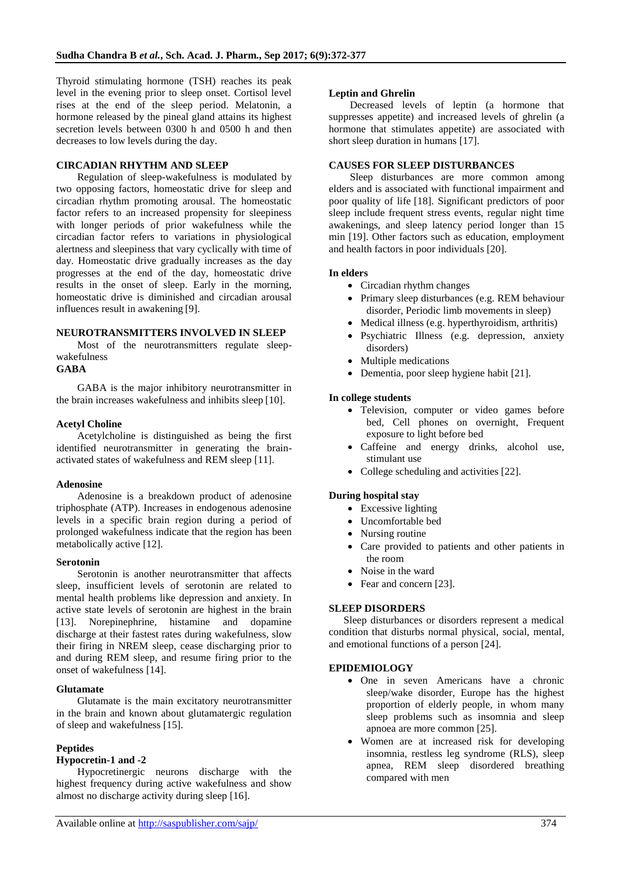Thyroid stimulating hormone (TSH) reaches its peak level in the evening prior to sleep onset. Cortisol level rises at the end of the sleep period. Melatonin, a hormone released by the pineal gland attains its highest secretion levels between 0300 h and 0500 h and then decreases to low levels during the day.

## CIRCADIAN RHYTHM AND SLEEP

Regulation of sleep-wakefulness is modulated by two opposing factors, homeostatic drive for sleep and circadian rhythm promoting arousal. The homeostatic factor refers to an increased propensity for sleepiness with longer periods of prior wakefulness while the circadian factor refers to variations in physiological alertness and sleepiness that vary cyclically with time of day. Homeostatic drive gradually increases as the day progresses at the end of the day, homeostatic drive results in the onset of sleep. Early in the morning, homeostatic drive is diminished and circadian arousal influences result in awakening [9].

## NEUROTRANSMITTERS INVOLVED IN SLEEP

Most of the neurotransmitters regulate sleep-wakefulness

### GABA

GABA is the major inhibitory neurotransmitter in the brain increases wakefulness and inhibits sleep [10].

### Acetyl Choline

Acetylcholine is distinguished as being the first identified neurotransmitter in generating the brain-activated states of wakefulness and REM sleep [11].

### Adenosine

Adenosine is a breakdown product of adenosine triphosphate (ATP). Increases in endogenous adenosine levels in a specific brain region during a period of prolonged wakefulness indicate that the region has been metabolically active [12].

### Serotonin

Serotonin is another neurotransmitter that affects sleep, insufficient levels of serotonin are related to mental health problems like depression and anxiety. In active state levels of serotonin are highest in the brain [13]. Norepinephrine, histamine and dopamine discharge at their fastest rates during wakefulness, slow their firing in NREM sleep, cease discharging prior to and during REM sleep, and resume firing prior to the onset of wakefulness [14].

### Glutamate

Glutamate is the main excitatory neurotransmitter in the brain and known about glutamatergic regulation of sleep and wakefulness [15].

### Peptides

#### Hypocretin-1 and -2

Hypocretinergic neurons discharge with the highest frequency during active wakefulness and show almost no discharge activity during sleep [16].

### Leptin and Ghrelin

Decreased levels of leptin (a hormone that suppresses appetite) and increased levels of ghrelin (a hormone that stimulates appetite) are associated with short sleep duration in humans [17].

## CAUSES FOR SLEEP DISTURBANCES

Sleep disturbances are more common among elders and is associated with functional impairment and poor quality of life [18]. Significant predictors of poor sleep include frequent stress events, regular night time awakenings, and sleep latency period longer than 15 min [19]. Other factors such as education, employment and health factors in poor individuals [20].

### In elders

- Circadian rhythm changes
- Primary sleep disturbances (e.g. REM behaviour disorder, Periodic limb movements in sleep)
- Medical illness (e.g. hyperthyroidism, arthritis)
- Psychiatric Illness (e.g. depression, anxiety disorders)
- Multiple medications
- Dementia, poor sleep hygiene habit [21].

### In college students

- Television, computer or video games before bed, Cell phones on overnight, Frequent exposure to light before bed
- Caffeine and energy drinks, alcohol use, stimulant use
- College scheduling and activities [22].

### During hospital stay

- Excessive lighting
- Uncomfortable bed
- Nursing routine
- Care provided to patients and other patients in the room
- Noise in the ward
- Fear and concern [23].

## SLEEP DISORDERS

Sleep disturbances or disorders represent a medical condition that disturbs normal physical, social, mental, and emotional functions of a person [24].

## EPIDEMIOLOGY

- One in seven Americans have a chronic sleep/wake disorder, Europe has the highest proportion of elderly people, in whom many sleep problems such as insomnia and sleep apnoea are more common [25].
- Women are at increased risk for developing insomnia, restless leg syndrome (RLS), sleep apnea, REM sleep disordered breathing compared with men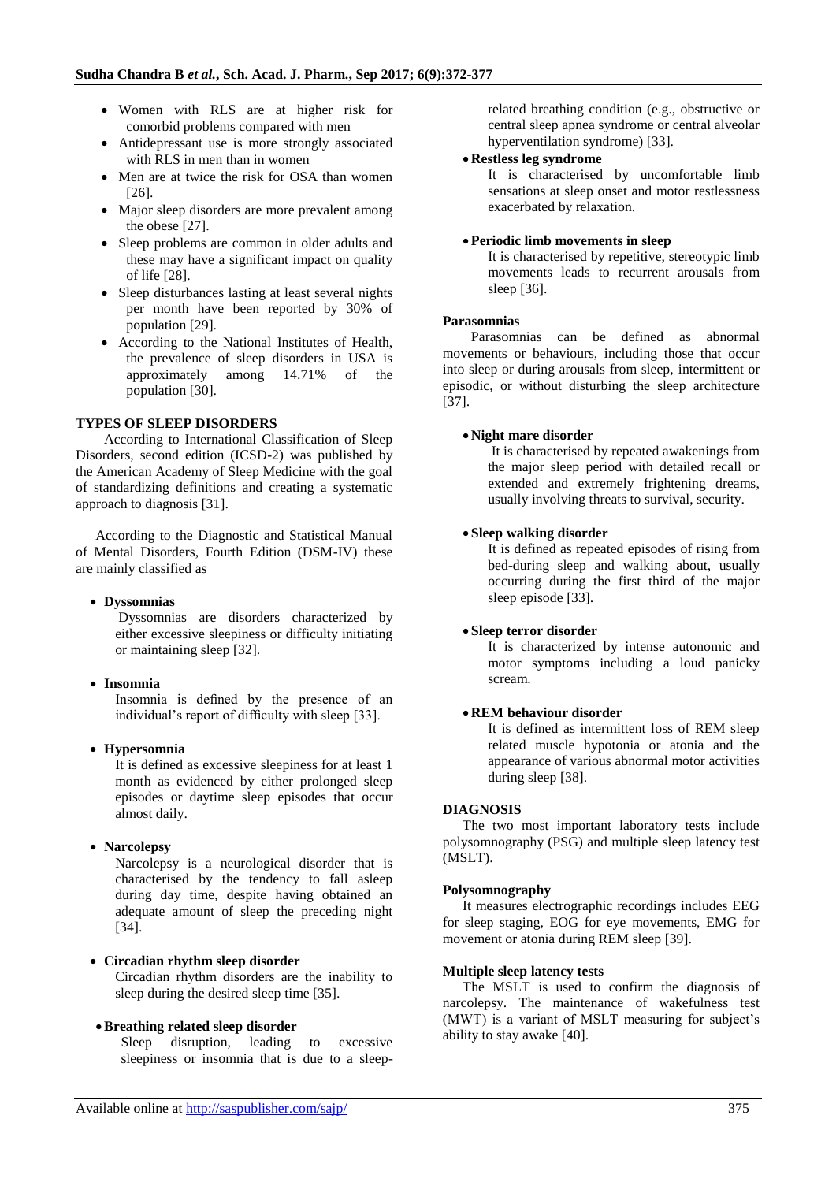- Women with RLS are at higher risk for comorbid problems compared with men
- Antidepressant use is more strongly associated with RLS in men than in women
- Men are at twice the risk for OSA than women [26].
- Major sleep disorders are more prevalent among the obese [27].
- Sleep problems are common in older adults and these may have a significant impact on quality of life [28].
- Sleep disturbances lasting at least several nights per month have been reported by 30% of population [29].
- According to the National Institutes of Health, the prevalence of sleep disorders in USA is approximately among 14.71% of the population [30].

## TYPES OF SLEEP DISORDERS

According to International Classification of Sleep Disorders, second edition (ICSD-2) was published by the American Academy of Sleep Medicine with the goal of standardizing definitions and creating a systematic approach to diagnosis [31].

According to the Diagnostic and Statistical Manual of Mental Disorders, Fourth Edition (DSM-IV) these are mainly classified as

- **Dyssomnias**

  Dyssomnias are disorders characterized by either excessive sleepiness or difficulty initiating or maintaining sleep [32].

- **Insomnia**

  Insomnia is defined by the presence of an individual's report of difficulty with sleep [33].

- **Hypersomnia**

  It is defined as excessive sleepiness for at least 1 month as evidenced by either prolonged sleep episodes or daytime sleep episodes that occur almost daily.

- **Narcolepsy**

  Narcolepsy is a neurological disorder that is characterised by the tendency to fall asleep during day time, despite having obtained an adequate amount of sleep the preceding night [34].

- **Circadian rhythm sleep disorder**

  Circadian rhythm disorders are the inability to sleep during the desired sleep time [35].

- **Breathing related sleep disorder**

  Sleep disruption, leading to excessive sleepiness or insomnia that is due to a sleep-related breathing condition (e.g., obstructive or central sleep apnea syndrome or central alveolar hyperventilation syndrome) [33].

- **Restless leg syndrome**

  It is characterised by uncomfortable limb sensations at sleep onset and motor restlessness exacerbated by relaxation.

- **Periodic limb movements in sleep**

  It is characterised by repetitive, stereotypic limb movements leads to recurrent arousals from sleep [36].

### Parasomnias

Parasomnias can be defined as abnormal movements or behaviours, including those that occur into sleep or during arousals from sleep, intermittent or episodic, or without disturbing the sleep architecture [37].

- **Night mare disorder**

  It is characterised by repeated awakenings from the major sleep period with detailed recall or extended and extremely frightening dreams, usually involving threats to survival, security.

- **Sleep walking disorder**

  It is defined as repeated episodes of rising from bed-during sleep and walking about, usually occurring during the first third of the major sleep episode [33].

- **Sleep terror disorder**

  It is characterized by intense autonomic and motor symptoms including a loud panicky scream.

- **REM behaviour disorder**

  It is defined as intermittent loss of REM sleep related muscle hypotonia or atonia and the appearance of various abnormal motor activities during sleep [38].

## DIAGNOSIS

The two most important laboratory tests include polysomnography (PSG) and multiple sleep latency test (MSLT).

### Polysomnography

It measures electrographic recordings includes EEG for sleep staging, EOG for eye movements, EMG for movement or atonia during REM sleep [39].

### Multiple sleep latency tests

The MSLT is used to confirm the diagnosis of narcolepsy. The maintenance of wakefulness test (MWT) is a variant of MSLT measuring for subject's ability to stay awake [40].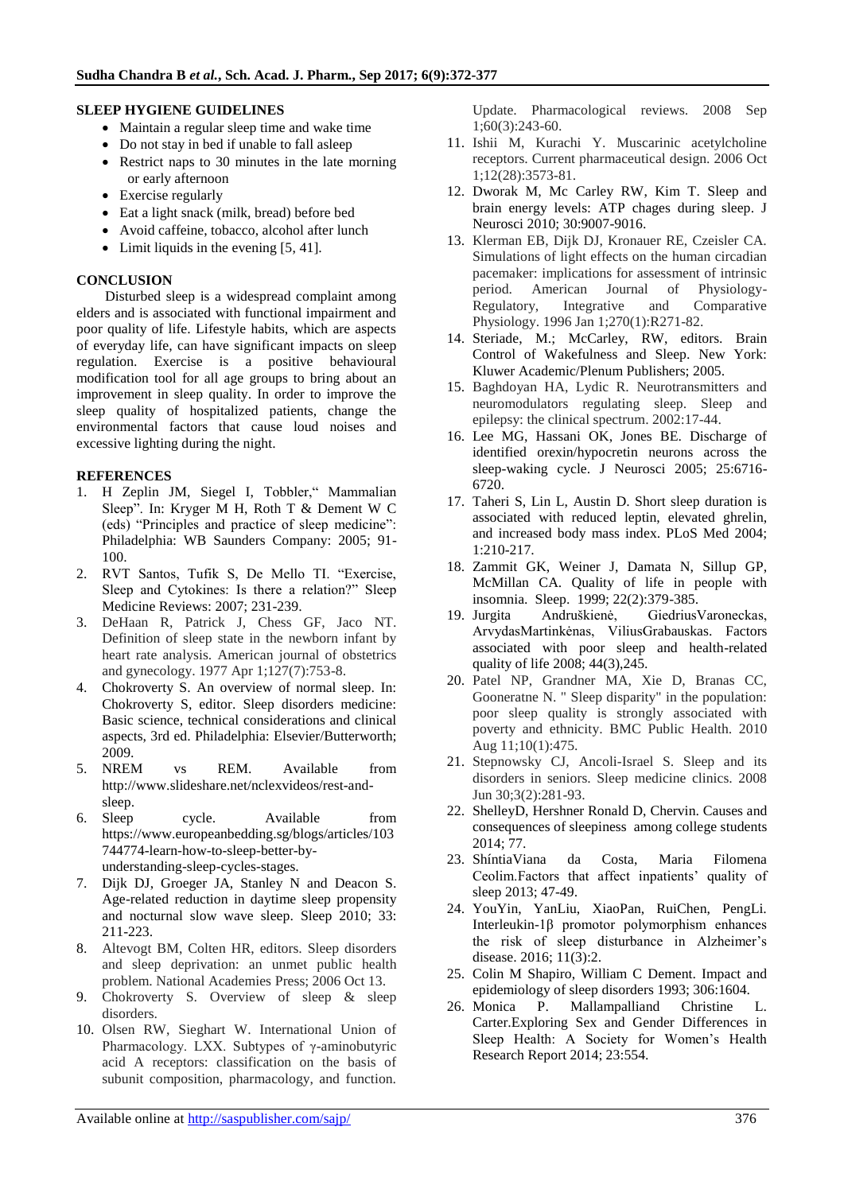## SLEEP HYGIENE GUIDELINES

- Maintain a regular sleep time and wake time
- Do not stay in bed if unable to fall asleep
- Restrict naps to 30 minutes in the late morning or early afternoon
- Exercise regularly
- Eat a light snack (milk, bread) before bed
- Avoid caffeine, tobacco, alcohol after lunch
- Limit liquids in the evening [5, 41].

## CONCLUSION

Disturbed sleep is a widespread complaint among elders and is associated with functional impairment and poor quality of life. Lifestyle habits, which are aspects of everyday life, can have significant impacts on sleep regulation. Exercise is a positive behavioural modification tool for all age groups to bring about an improvement in sleep quality. In order to improve the sleep quality of hospitalized patients, change the environmental factors that cause loud noises and excessive lighting during the night.

## REFERENCES

1. H Zeplin JM, Siegel I, Tobbler," Mammalian Sleep". In: Kryger M H, Roth T & Dement W C (eds) "Principles and practice of sleep medicine": Philadelphia: WB Saunders Company: 2005; 91-100.
2. RVT Santos, Tufik S, De Mello TI. "Exercise, Sleep and Cytokines: Is there a relation?" Sleep Medicine Reviews: 2007; 231-239.
3. DeHaan R, Patrick J, Chess GF, Jaco NT. Definition of sleep state in the newborn infant by heart rate analysis. American journal of obstetrics and gynecology. 1977 Apr 1;127(7):753-8.
4. Chokroverty S. An overview of normal sleep. In: Chokroverty S, editor. Sleep disorders medicine: Basic science, technical considerations and clinical aspects, 3rd ed. Philadelphia: Elsevier/Butterworth; 2009.
5. NREM vs REM. Available from http://www.slideshare.net/nclexvideos/rest-and-sleep.
6. Sleep cycle. Available from https://www.europeanbedding.sg/blogs/articles/103744774-learn-how-to-sleep-better-by-understanding-sleep-cycles-stages.
7. Dijk DJ, Groeger JA, Stanley N and Deacon S. Age-related reduction in daytime sleep propensity and nocturnal slow wave sleep. Sleep 2010; 33: 211-223.
8. Altevogt BM, Colten HR, editors. Sleep disorders and sleep deprivation: an unmet public health problem. National Academies Press; 2006 Oct 13.
9. Chokroverty S. Overview of sleep & sleep disorders.
10. Olsen RW, Sieghart W. International Union of Pharmacology. LXX. Subtypes of γ-aminobutyric acid A receptors: classification on the basis of subunit composition, pharmacology, and function. Update. Pharmacological reviews. 2008 Sep 1;60(3):243-60.
11. Ishii M, Kurachi Y. Muscarinic acetylcholine receptors. Current pharmaceutical design. 2006 Oct 1;12(28):3573-81.
12. Dworak M, Mc Carley RW, Kim T. Sleep and brain energy levels: ATP chages during sleep. J Neurosci 2010; 30:9007-9016.
13. Klerman EB, Dijk DJ, Kronauer RE, Czeisler CA. Simulations of light effects on the human circadian pacemaker: implications for assessment of intrinsic period. American Journal of Physiology-Regulatory, Integrative and Comparative Physiology. 1996 Jan 1;270(1):R271-82.
14. Steriade, M.; McCarley, RW, editors. Brain Control of Wakefulness and Sleep. New York: Kluwer Academic/Plenum Publishers; 2005.
15. Baghdoyan HA, Lydic R. Neurotransmitters and neuromodulators regulating sleep. Sleep and epilepsy: the clinical spectrum. 2002:17-44.
16. Lee MG, Hassani OK, Jones BE. Discharge of identified orexin/hypocretin neurons across the sleep-waking cycle. J Neurosci 2005; 25:6716-6720.
17. Taheri S, Lin L, Austin D. Short sleep duration is associated with reduced leptin, elevated ghrelin, and increased body mass index. PLoS Med 2004; 1:210-217.
18. Zammit GK, Weiner J, Damata N, Sillup GP, McMillan CA. Quality of life in people with insomnia. Sleep. 1999; 22(2):379-385.
19. Jurgita Andruškienė, GiedriusVaroneckas, ArvydasMartinkėnas, ViliusGrabauskas. Factors associated with poor sleep and health-related quality of life 2008; 44(3),245.
20. Patel NP, Grandner MA, Xie D, Branas CC, Gooneratne N. " Sleep disparity" in the population: poor sleep quality is strongly associated with poverty and ethnicity. BMC Public Health. 2010 Aug 11;10(1):475.
21. Stepnowsky CJ, Ancoli-Israel S. Sleep and its disorders in seniors. Sleep medicine clinics. 2008 Jun 30;3(2):281-93.
22. ShelleyD, Hershner Ronald D, Chervin. Causes and consequences of sleepiness among college students 2014; 77.
23. ShíntiaViana da Costa, Maria Filomena Ceolim.Factors that affect inpatients' quality of sleep 2013; 47-49.
24. YouYin, YanLiu, XiaoPan, RuiChen, PengLi. Interleukin-1β promotor polymorphism enhances the risk of sleep disturbance in Alzheimer's disease. 2016; 11(3):2.
25. Colin M Shapiro, William C Dement. Impact and epidemiology of sleep disorders 1993; 306:1604.
26. Monica P. Mallampalliand Christine L. Carter.Exploring Sex and Gender Differences in Sleep Health: A Society for Women's Health Research Report 2014; 23:554.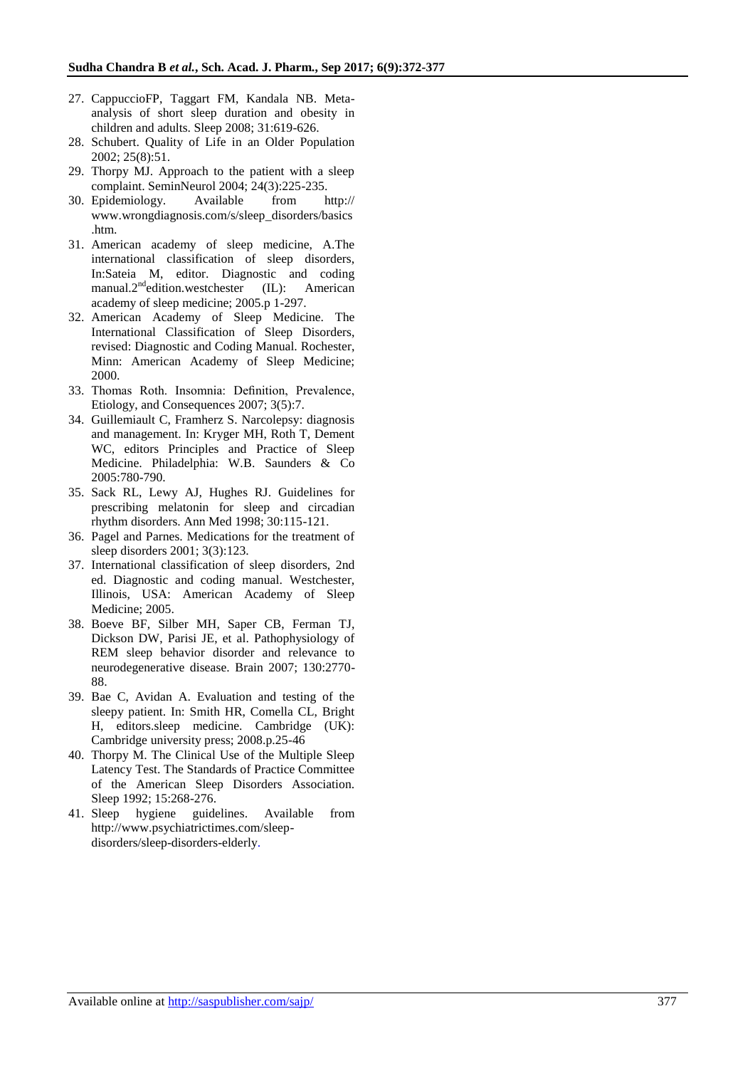27. CappuccioFP, Taggart FM, Kandala NB. Meta-analysis of short sleep duration and obesity in children and adults. Sleep 2008; 31:619-626.
28. Schubert. Quality of Life in an Older Population 2002; 25(8):51.
29. Thorpy MJ. Approach to the patient with a sleep complaint. SeminNeurol 2004; 24(3):225-235.
30. Epidemiology. Available from http:// www.wrongdiagnosis.com/s/sleep_disorders/basics .htm.
31. American academy of sleep medicine, A.The international classification of sleep disorders, In:Sateia M, editor. Diagnostic and coding manual.2nd edition.westchester (IL): American academy of sleep medicine; 2005.p 1-297.
32. American Academy of Sleep Medicine. The International Classification of Sleep Disorders, revised: Diagnostic and Coding Manual. Rochester, Minn: American Academy of Sleep Medicine; 2000.
33. Thomas Roth. Insomnia: Definition, Prevalence, Etiology, and Consequences 2007; 3(5):7.
34. Guillemiault C, Framherz S. Narcolepsy: diagnosis and management. In: Kryger MH, Roth T, Dement WC, editors Principles and Practice of Sleep Medicine. Philadelphia: W.B. Saunders & Co 2005:780-790.
35. Sack RL, Lewy AJ, Hughes RJ. Guidelines for prescribing melatonin for sleep and circadian rhythm disorders. Ann Med 1998; 30:115-121.
36. Pagel and Parnes. Medications for the treatment of sleep disorders 2001; 3(3):123.
37. International classification of sleep disorders, 2nd ed. Diagnostic and coding manual. Westchester, Illinois, USA: American Academy of Sleep Medicine; 2005.
38. Boeve BF, Silber MH, Saper CB, Ferman TJ, Dickson DW, Parisi JE, et al. Pathophysiology of REM sleep behavior disorder and relevance to neurodegenerative disease. Brain 2007; 130:2770-88.
39. Bae C, Avidan A. Evaluation and testing of the sleepy patient. In: Smith HR, Comella CL, Bright H, editors.sleep medicine. Cambridge (UK): Cambridge university press; 2008.p.25-46
40. Thorpy M. The Clinical Use of the Multiple Sleep Latency Test. The Standards of Practice Committee of the American Sleep Disorders Association. Sleep 1992; 15:268-276.
41. Sleep hygiene guidelines. Available from http://www.psychiatrictimes.com/sleep-disorders/sleep-disorders-elderly.